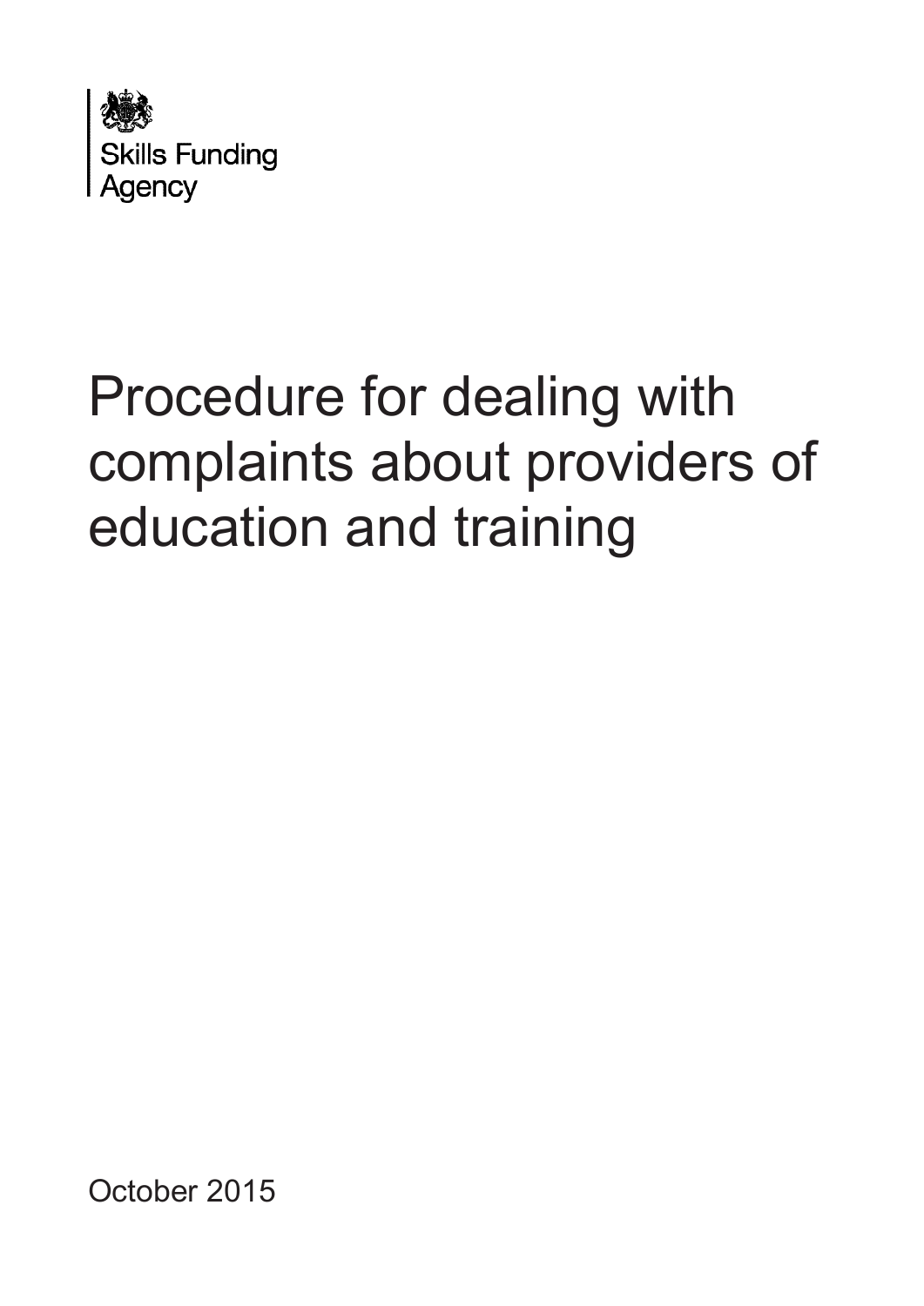Skills Funding Agency

# Procedure for dealing with complaints about providers of education and training

October 2015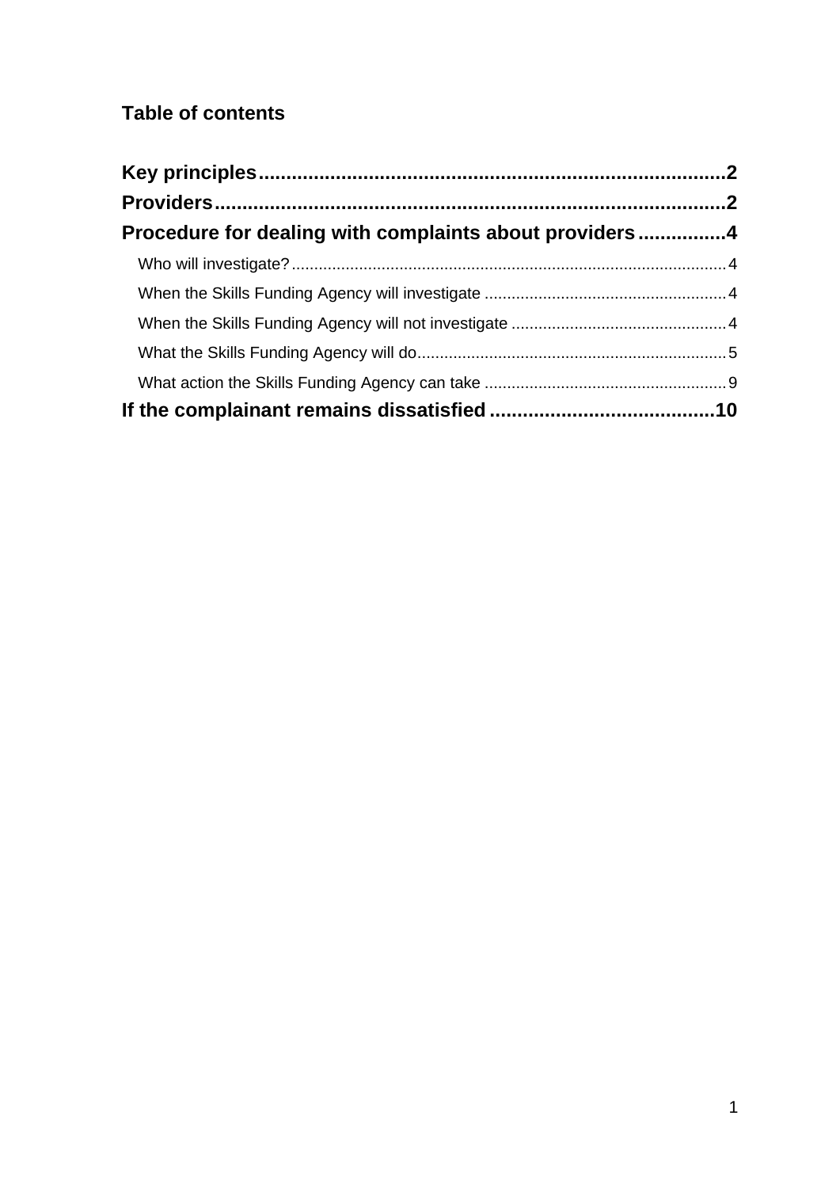# Table of contents

**Key principles** .......... **2**

**Providers** .......... **2**

**Procedure for dealing with complaints about providers** .......... **4**

- Who will investigate? .......... 4
- When the Skills Funding Agency will investigate .......... 4
- When the Skills Funding Agency will not investigate .......... 4
- What the Skills Funding Agency will do .......... 5
- What action the Skills Funding Agency can take .......... 9

**If the complainant remains dissatisfied** .......... **10**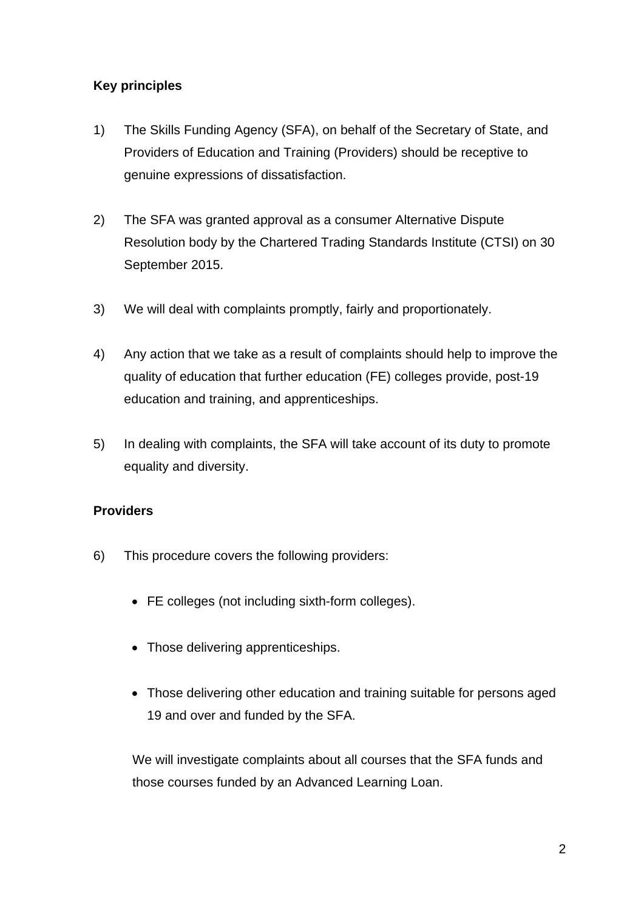**Key principles**

1) The Skills Funding Agency (SFA), on behalf of the Secretary of State, and Providers of Education and Training (Providers) should be receptive to genuine expressions of dissatisfaction.

2) The SFA was granted approval as a consumer Alternative Dispute Resolution body by the Chartered Trading Standards Institute (CTSI) on 30 September 2015.

3) We will deal with complaints promptly, fairly and proportionately.

4) Any action that we take as a result of complaints should help to improve the quality of education that further education (FE) colleges provide, post-19 education and training, and apprenticeships.

5) In dealing with complaints, the SFA will take account of its duty to promote equality and diversity.

**Providers**

6) This procedure covers the following providers:

- FE colleges (not including sixth-form colleges).
- Those delivering apprenticeships.
- Those delivering other education and training suitable for persons aged 19 and over and funded by the SFA.

We will investigate complaints about all courses that the SFA funds and those courses funded by an Advanced Learning Loan.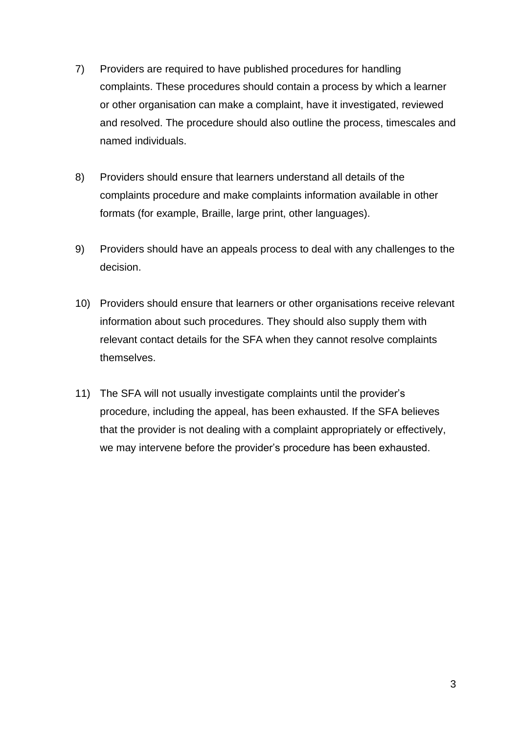7) Providers are required to have published procedures for handling complaints. These procedures should contain a process by which a learner or other organisation can make a complaint, have it investigated, reviewed and resolved. The procedure should also outline the process, timescales and named individuals.

8) Providers should ensure that learners understand all details of the complaints procedure and make complaints information available in other formats (for example, Braille, large print, other languages).

9) Providers should have an appeals process to deal with any challenges to the decision.

10) Providers should ensure that learners or other organisations receive relevant information about such procedures. They should also supply them with relevant contact details for the SFA when they cannot resolve complaints themselves.

11) The SFA will not usually investigate complaints until the provider's procedure, including the appeal, has been exhausted. If the SFA believes that the provider is not dealing with a complaint appropriately or effectively, we may intervene before the provider's procedure has been exhausted.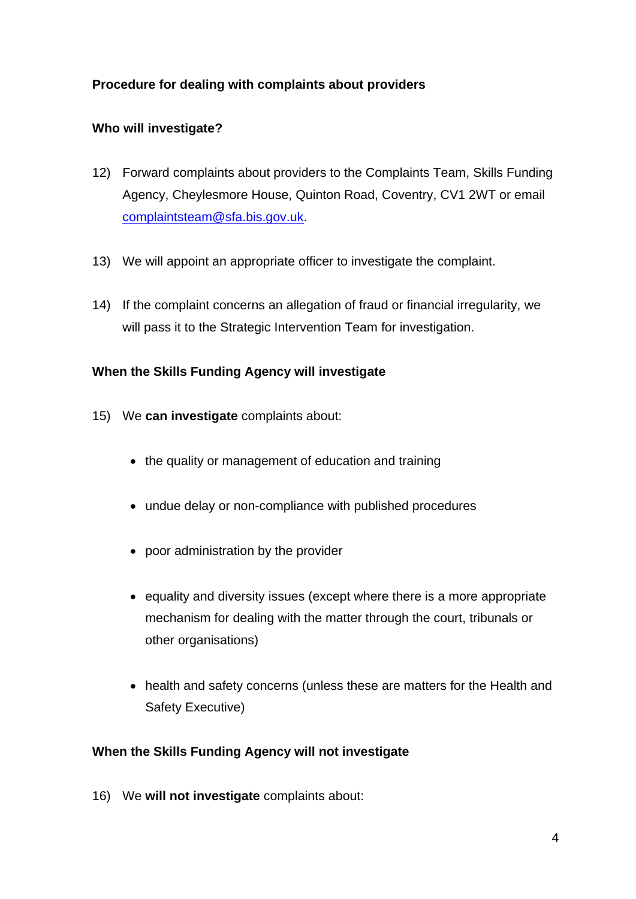**Procedure for dealing with complaints about providers**

**Who will investigate?**

12) Forward complaints about providers to the Complaints Team, Skills Funding Agency, Cheylesmore House, Quinton Road, Coventry, CV1 2WT or email [complaintsteam@sfa.bis.gov.uk](mailto:complaintsteam@sfa.bis.gov.uk).

13) We will appoint an appropriate officer to investigate the complaint.

14) If the complaint concerns an allegation of fraud or financial irregularity, we will pass it to the Strategic Intervention Team for investigation.

**When the Skills Funding Agency will investigate**

15) We **can investigate** complaints about:

- the quality or management of education and training
- undue delay or non-compliance with published procedures
- poor administration by the provider
- equality and diversity issues (except where there is a more appropriate mechanism for dealing with the matter through the court, tribunals or other organisations)
- health and safety concerns (unless these are matters for the Health and Safety Executive)

**When the Skills Funding Agency will not investigate**

16) We **will not investigate** complaints about: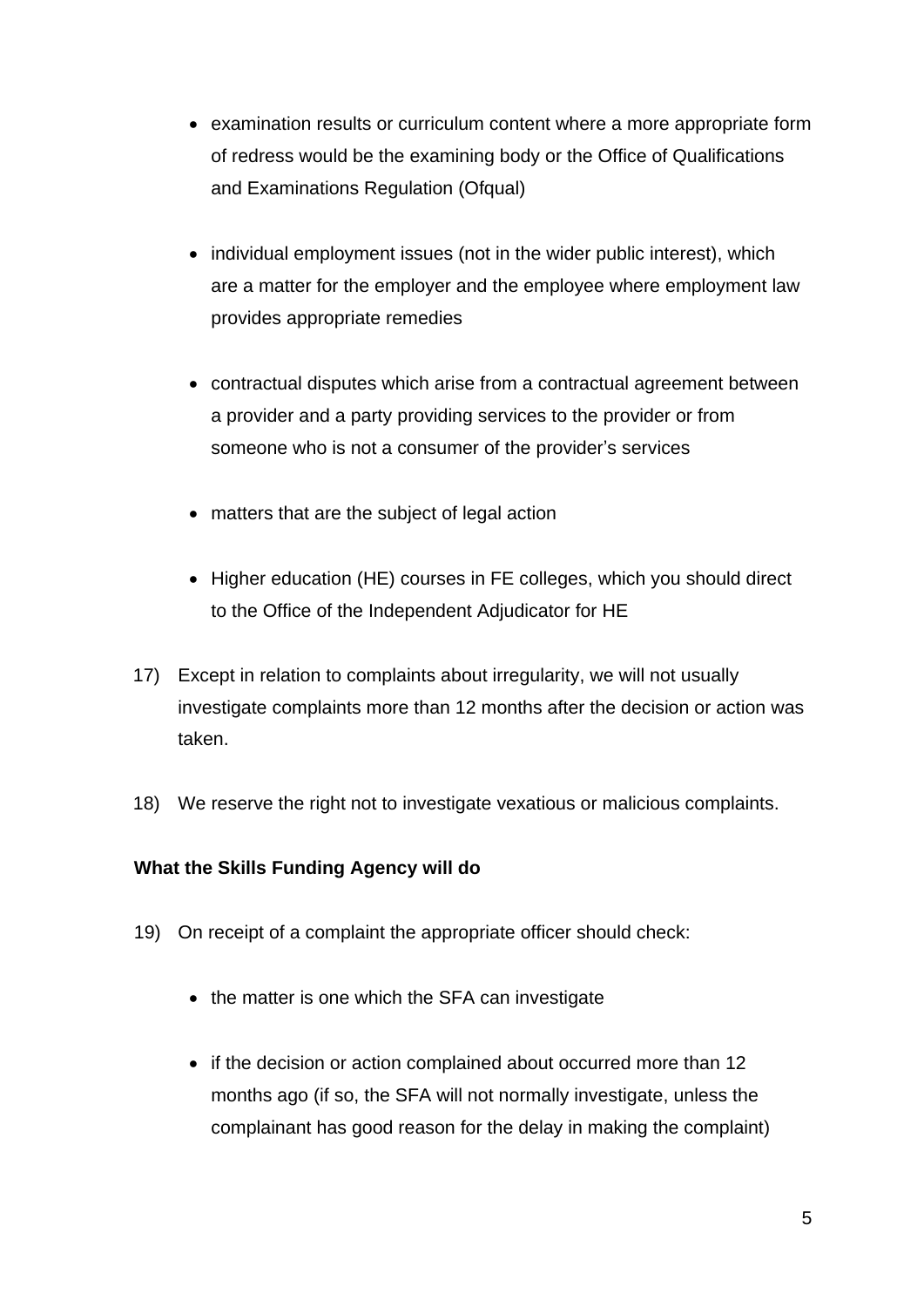- examination results or curriculum content where a more appropriate form of redress would be the examining body or the Office of Qualifications and Examinations Regulation (Ofqual)

- individual employment issues (not in the wider public interest), which are a matter for the employer and the employee where employment law provides appropriate remedies

- contractual disputes which arise from a contractual agreement between a provider and a party providing services to the provider or from someone who is not a consumer of the provider's services

- matters that are the subject of legal action

- Higher education (HE) courses in FE colleges, which you should direct to the Office of the Independent Adjudicator for HE

17) Except in relation to complaints about irregularity, we will not usually investigate complaints more than 12 months after the decision or action was taken.

18) We reserve the right not to investigate vexatious or malicious complaints.

**What the Skills Funding Agency will do**

19) On receipt of a complaint the appropriate officer should check:

- the matter is one which the SFA can investigate

- if the decision or action complained about occurred more than 12 months ago (if so, the SFA will not normally investigate, unless the complainant has good reason for the delay in making the complaint)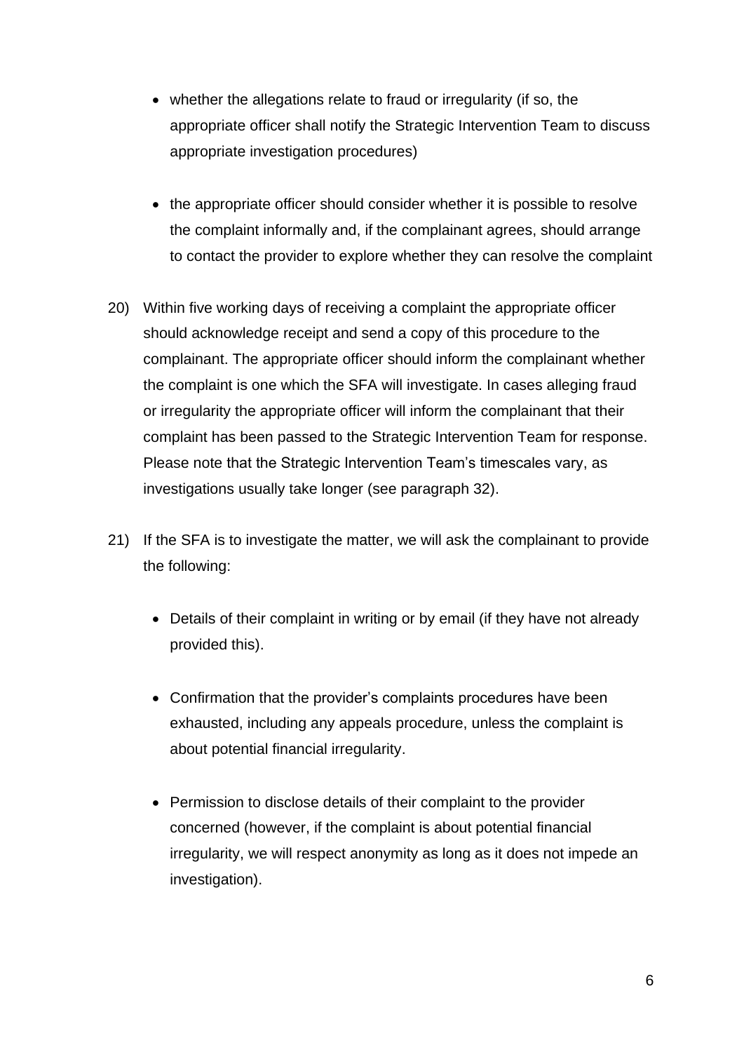- whether the allegations relate to fraud or irregularity (if so, the appropriate officer shall notify the Strategic Intervention Team to discuss appropriate investigation procedures)

- the appropriate officer should consider whether it is possible to resolve the complaint informally and, if the complainant agrees, should arrange to contact the provider to explore whether they can resolve the complaint

20) Within five working days of receiving a complaint the appropriate officer should acknowledge receipt and send a copy of this procedure to the complainant. The appropriate officer should inform the complainant whether the complaint is one which the SFA will investigate. In cases alleging fraud or irregularity the appropriate officer will inform the complainant that their complaint has been passed to the Strategic Intervention Team for response. Please note that the Strategic Intervention Team's timescales vary, as investigations usually take longer (see paragraph 32).

21) If the SFA is to investigate the matter, we will ask the complainant to provide the following:

    - Details of their complaint in writing or by email (if they have not already provided this).

    - Confirmation that the provider's complaints procedures have been exhausted, including any appeals procedure, unless the complaint is about potential financial irregularity.

    - Permission to disclose details of their complaint to the provider concerned (however, if the complaint is about potential financial irregularity, we will respect anonymity as long as it does not impede an investigation).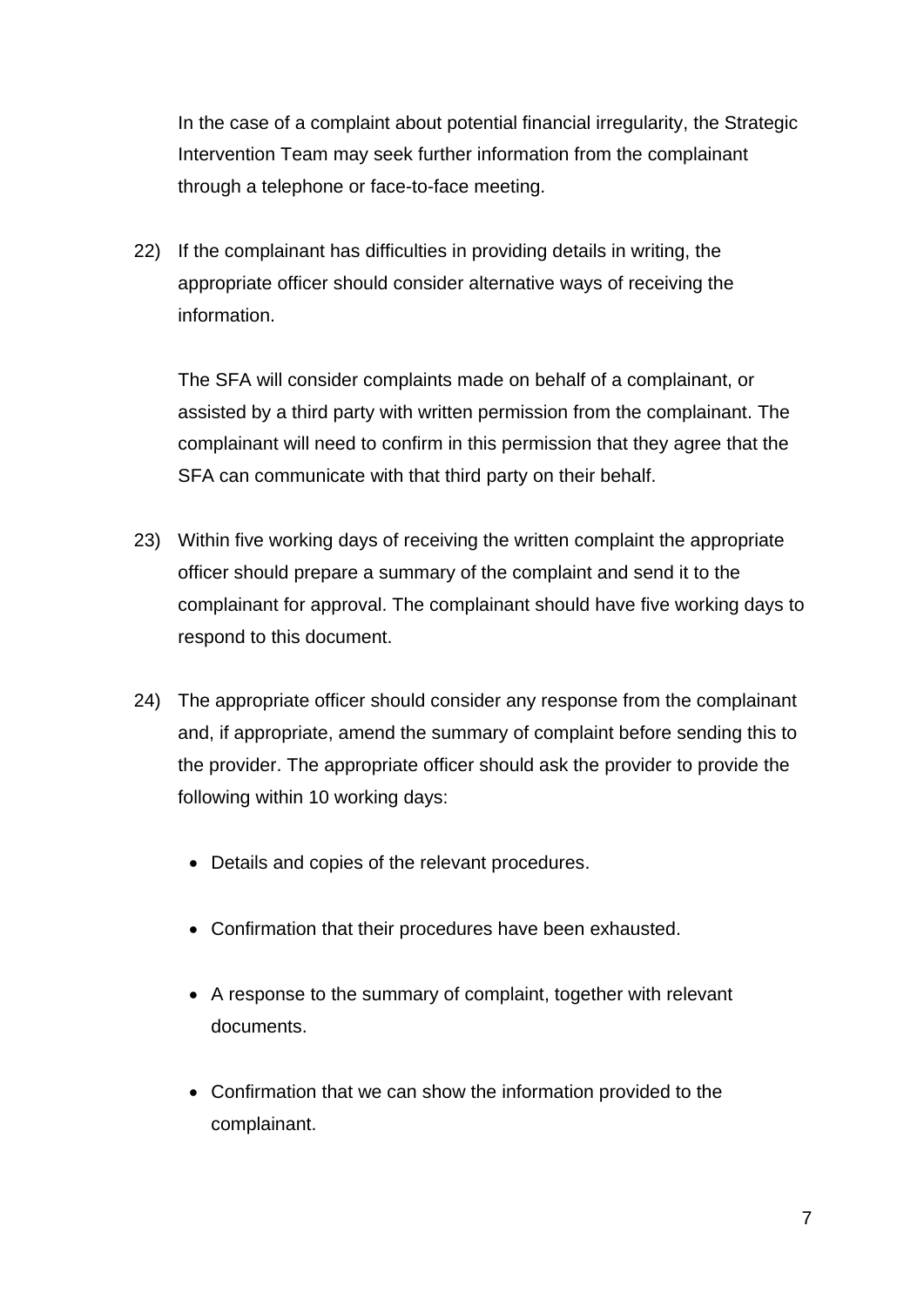In the case of a complaint about potential financial irregularity, the Strategic Intervention Team may seek further information from the complainant through a telephone or face-to-face meeting.

22) If the complainant has difficulties in providing details in writing, the appropriate officer should consider alternative ways of receiving the information.

    The SFA will consider complaints made on behalf of a complainant, or assisted by a third party with written permission from the complainant. The complainant will need to confirm in this permission that they agree that the SFA can communicate with that third party on their behalf.

23) Within five working days of receiving the written complaint the appropriate officer should prepare a summary of the complaint and send it to the complainant for approval. The complainant should have five working days to respond to this document.

24) The appropriate officer should consider any response from the complainant and, if appropriate, amend the summary of complaint before sending this to the provider. The appropriate officer should ask the provider to provide the following within 10 working days:

    - Details and copies of the relevant procedures.
    - Confirmation that their procedures have been exhausted.
    - A response to the summary of complaint, together with relevant documents.
    - Confirmation that we can show the information provided to the complainant.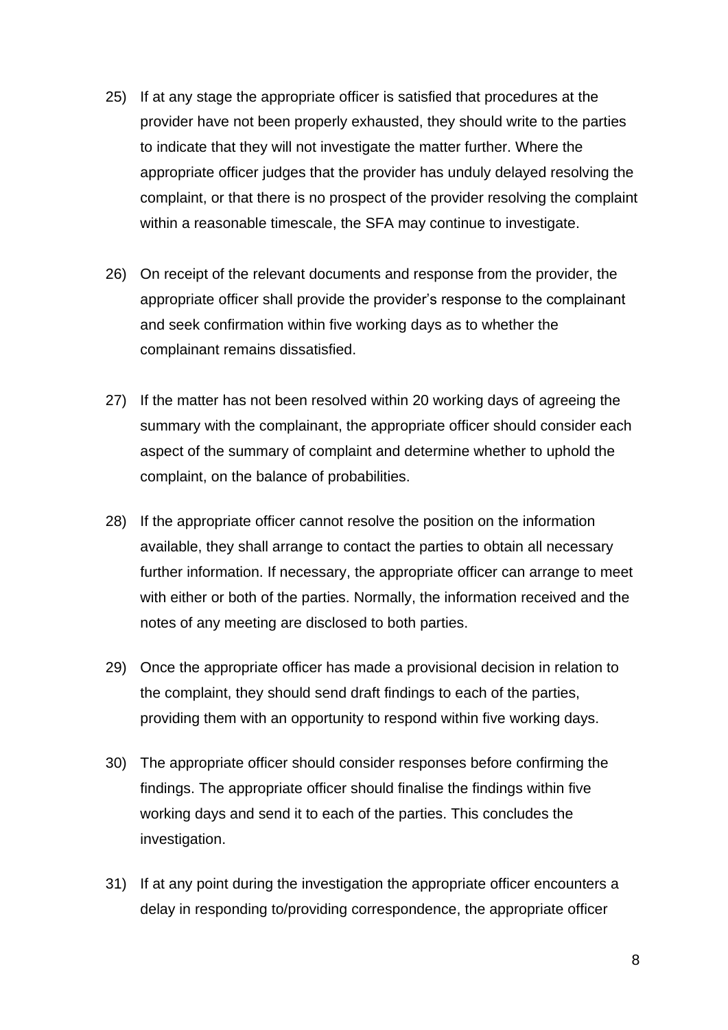25) If at any stage the appropriate officer is satisfied that procedures at the provider have not been properly exhausted, they should write to the parties to indicate that they will not investigate the matter further. Where the appropriate officer judges that the provider has unduly delayed resolving the complaint, or that there is no prospect of the provider resolving the complaint within a reasonable timescale, the SFA may continue to investigate.

26) On receipt of the relevant documents and response from the provider, the appropriate officer shall provide the provider's response to the complainant and seek confirmation within five working days as to whether the complainant remains dissatisfied.

27) If the matter has not been resolved within 20 working days of agreeing the summary with the complainant, the appropriate officer should consider each aspect of the summary of complaint and determine whether to uphold the complaint, on the balance of probabilities.

28) If the appropriate officer cannot resolve the position on the information available, they shall arrange to contact the parties to obtain all necessary further information. If necessary, the appropriate officer can arrange to meet with either or both of the parties. Normally, the information received and the notes of any meeting are disclosed to both parties.

29) Once the appropriate officer has made a provisional decision in relation to the complaint, they should send draft findings to each of the parties, providing them with an opportunity to respond within five working days.

30) The appropriate officer should consider responses before confirming the findings. The appropriate officer should finalise the findings within five working days and send it to each of the parties. This concludes the investigation.

31) If at any point during the investigation the appropriate officer encounters a delay in responding to/providing correspondence, the appropriate officer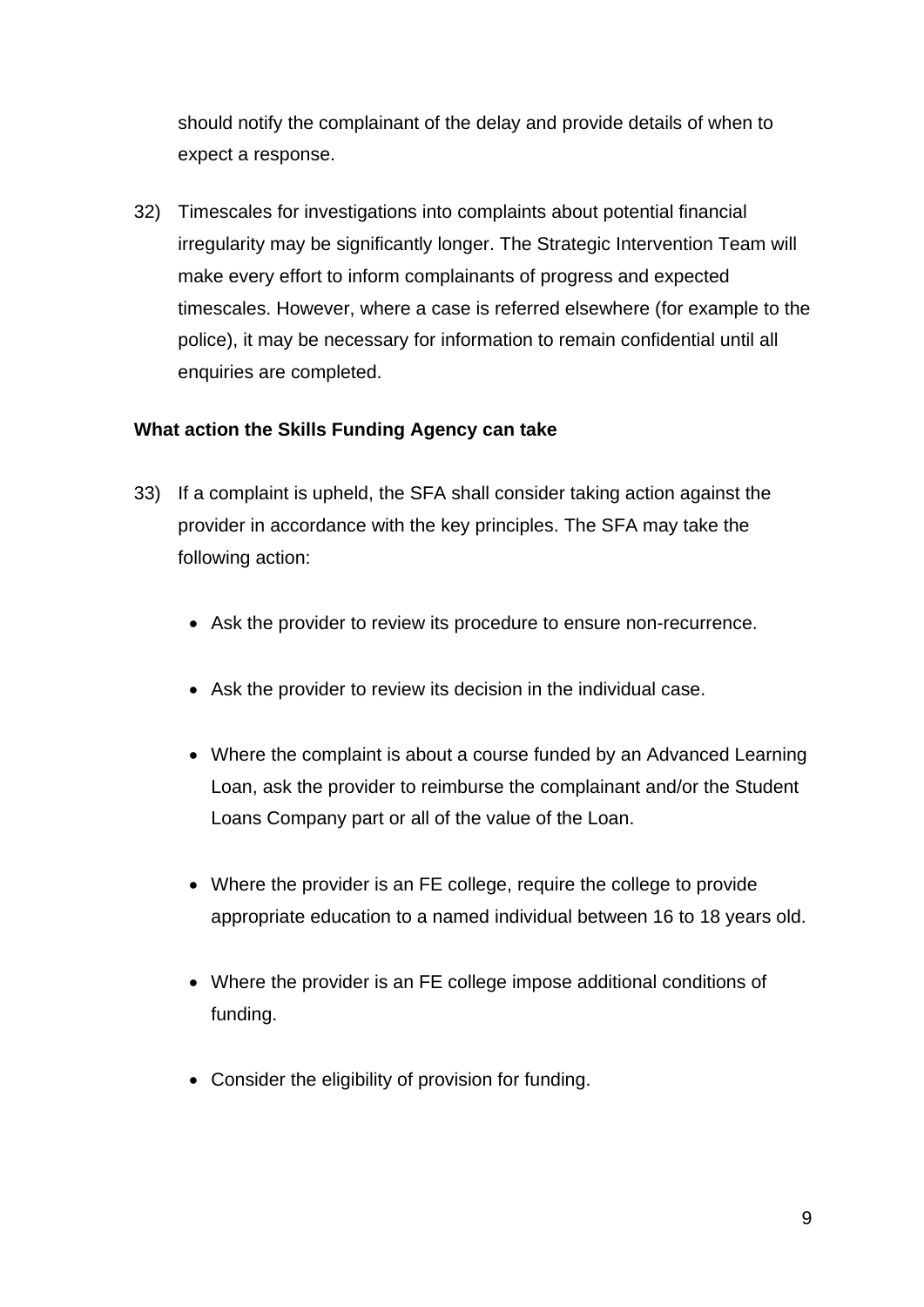should notify the complainant of the delay and provide details of when to expect a response.

32) Timescales for investigations into complaints about potential financial irregularity may be significantly longer. The Strategic Intervention Team will make every effort to inform complainants of progress and expected timescales. However, where a case is referred elsewhere (for example to the police), it may be necessary for information to remain confidential until all enquiries are completed.

**What action the Skills Funding Agency can take**

33) If a complaint is upheld, the SFA shall consider taking action against the provider in accordance with the key principles. The SFA may take the following action:

- Ask the provider to review its procedure to ensure non-recurrence.
- Ask the provider to review its decision in the individual case.
- Where the complaint is about a course funded by an Advanced Learning Loan, ask the provider to reimburse the complainant and/or the Student Loans Company part or all of the value of the Loan.
- Where the provider is an FE college, require the college to provide appropriate education to a named individual between 16 to 18 years old.
- Where the provider is an FE college impose additional conditions of funding.
- Consider the eligibility of provision for funding.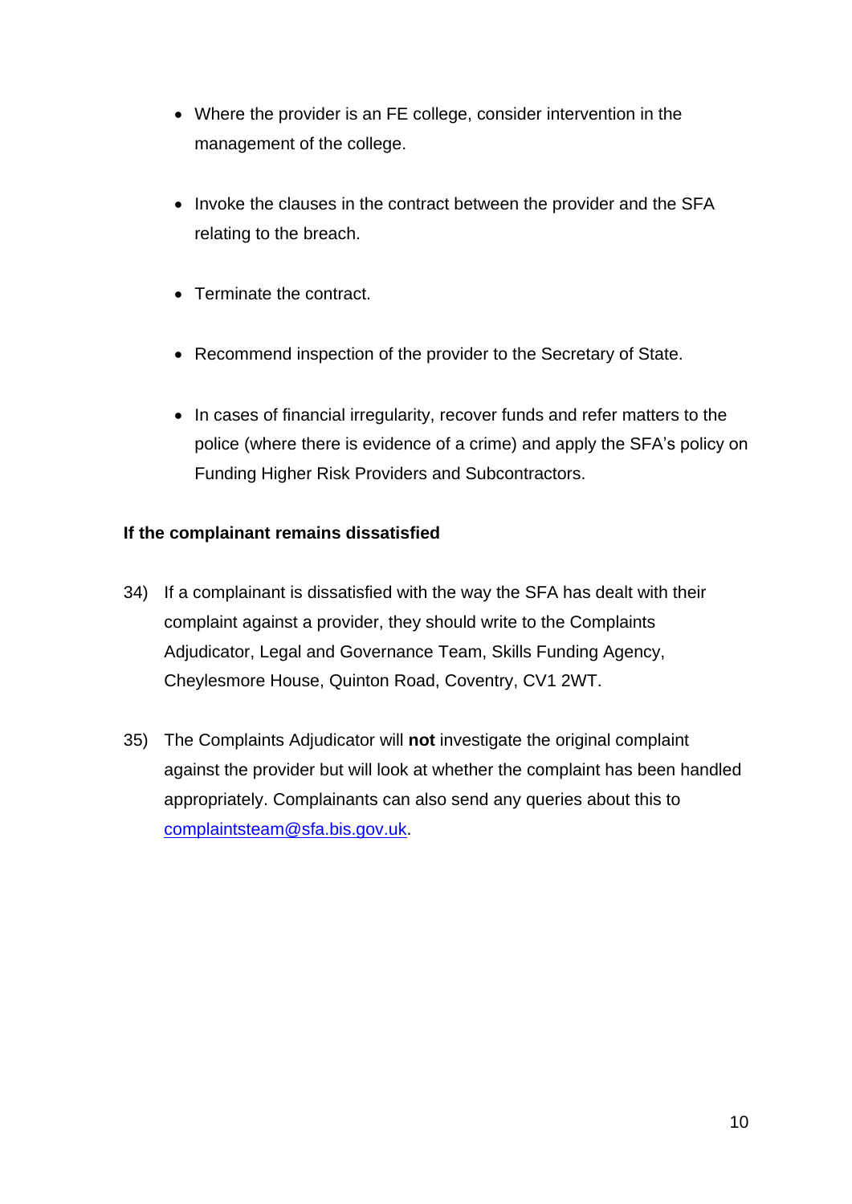- Where the provider is an FE college, consider intervention in the management of the college.
- Invoke the clauses in the contract between the provider and the SFA relating to the breach.
- Terminate the contract.
- Recommend inspection of the provider to the Secretary of State.
- In cases of financial irregularity, recover funds and refer matters to the police (where there is evidence of a crime) and apply the SFA's policy on Funding Higher Risk Providers and Subcontractors.

**If the complainant remains dissatisfied**

34) If a complainant is dissatisfied with the way the SFA has dealt with their complaint against a provider, they should write to the Complaints Adjudicator, Legal and Governance Team, Skills Funding Agency, Cheylesmore House, Quinton Road, Coventry, CV1 2WT.

35) The Complaints Adjudicator will **not** investigate the original complaint against the provider but will look at whether the complaint has been handled appropriately. Complainants can also send any queries about this to [complaintsteam@sfa.bis.gov.uk](mailto:complaintsteam@sfa.bis.gov.uk).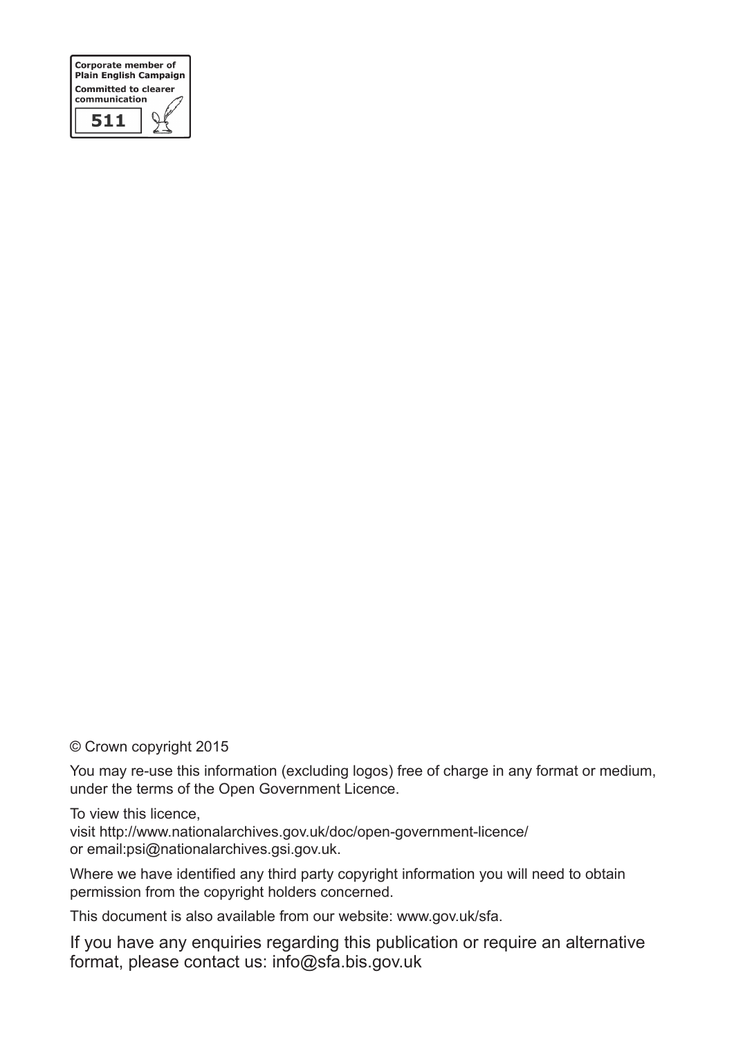Corporate member of Plain English Campaign

Committed to clearer communication

511

© Crown copyright 2015

You may re-use this information (excluding logos) free of charge in any format or medium, under the terms of the Open Government Licence.

To view this licence,
visit http://www.nationalarchives.gov.uk/doc/open-government-licence/
or email:psi@nationalarchives.gsi.gov.uk.

Where we have identified any third party copyright information you will need to obtain permission from the copyright holders concerned.

This document is also available from our website: www.gov.uk/sfa.

If you have any enquiries regarding this publication or require an alternative format, please contact us: info@sfa.bis.gov.uk